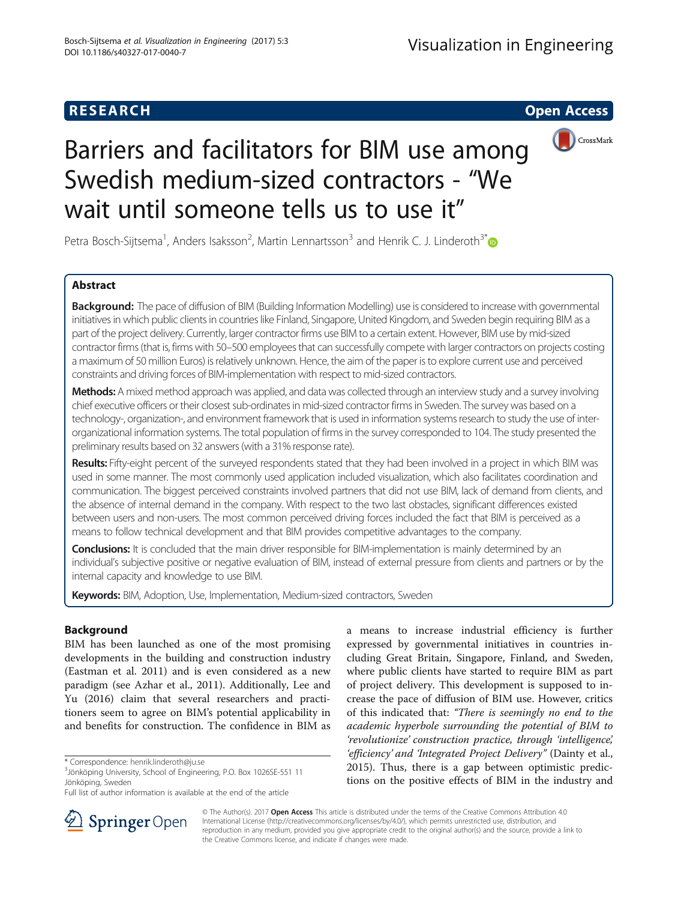**RESEARCH** **Open Access**

# Barriers and facilitators for BIM use among Swedish medium-sized contractors - "We wait until someone tells us to use it"

Petra Bosch-Sijtsema[1], Anders Isaksson[2], Martin Lennartsson[3] and Henrik C. J. Linderoth[3*]

## Abstract

**Background:** The pace of diffusion of BIM (Building Information Modelling) use is considered to increase with governmental initiatives in which public clients in countries like Finland, Singapore, United Kingdom, and Sweden begin requiring BIM as a part of the project delivery. Currently, larger contractor firms use BIM to a certain extent. However, BIM use by mid-sized contractor firms (that is, firms with 50–500 employees that can successfully compete with larger contractors on projects costing a maximum of 50 million Euros) is relatively unknown. Hence, the aim of the paper is to explore current use and perceived constraints and driving forces of BIM-implementation with respect to mid-sized contractors.

**Methods:** A mixed method approach was applied, and data was collected through an interview study and a survey involving chief executive officers or their closest sub-ordinates in mid-sized contractor firms in Sweden. The survey was based on a technology-, organization-, and environment framework that is used in information systems research to study the use of inter-organizational information systems. The total population of firms in the survey corresponded to 104. The study presented the preliminary results based on 32 answers (with a 31% response rate).

**Results:** Fifty-eight percent of the surveyed respondents stated that they had been involved in a project in which BIM was used in some manner. The most commonly used application included visualization, which also facilitates coordination and communication. The biggest perceived constraints involved partners that did not use BIM, lack of demand from clients, and the absence of internal demand in the company. With respect to the two last obstacles, significant differences existed between users and non-users. The most common perceived driving forces included the fact that BIM is perceived as a means to follow technical development and that BIM provides competitive advantages to the company.

**Conclusions:** It is concluded that the main driver responsible for BIM-implementation is mainly determined by an individual's subjective positive or negative evaluation of BIM, instead of external pressure from clients and partners or by the internal capacity and knowledge to use BIM.

**Keywords:** BIM, Adoption, Use, Implementation, Medium-sized contractors, Sweden

## Background

BIM has been launched as one of the most promising developments in the building and construction industry (Eastman et al. 2011) and is even considered as a new paradigm (see Azhar et al., 2011). Additionally, Lee and Yu (2016) claim that several researchers and practitioners seem to agree on BIM's potential applicability in and benefits for construction. The confidence in BIM as a means to increase industrial efficiency is further expressed by governmental initiatives in countries including Great Britain, Singapore, Finland, and Sweden, where public clients have started to require BIM as part of project delivery. This development is supposed to increase the pace of diffusion of BIM use. However, critics of this indicated that: *"There is seemingly no end to the academic hyperbole surrounding the potential of BIM to 'revolutionize' construction practice, through 'intelligence', 'efficiency' and 'Integrated Project Delivery"* (Dainty et al., 2015). Thus, there is a gap between optimistic predictions on the positive effects of BIM in the industry and

\* Correspondence: henrik.linderoth@ju.se
[3]Jönköping University, School of Engineering, P.O. Box 1026SE-551 11 Jönköping, Sweden
Full list of author information is available at the end of the article

© The Author(s). 2017 **Open Access** This article is distributed under the terms of the Creative Commons Attribution 4.0 International License (http://creativecommons.org/licenses/by/4.0/), which permits unrestricted use, distribution, and reproduction in any medium, provided you give appropriate credit to the original author(s) and the source, provide a link to the Creative Commons license, and indicate if changes were made.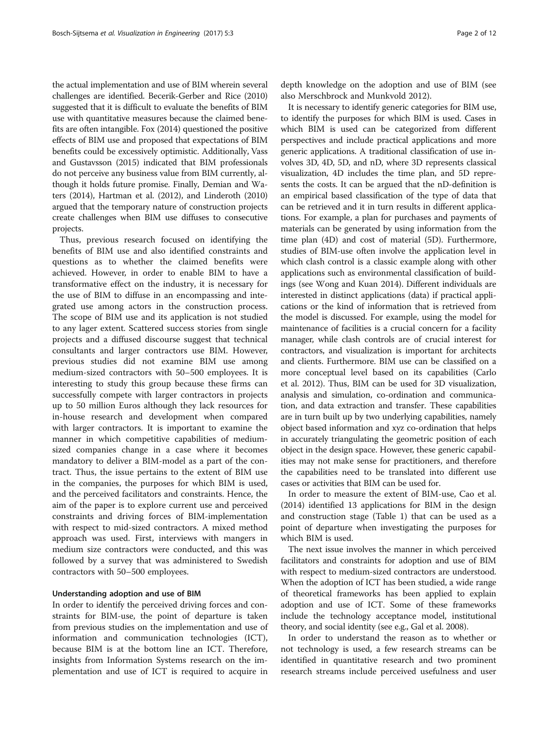the actual implementation and use of BIM wherein several challenges are identified. Becerik-Gerber and Rice (2010) suggested that it is difficult to evaluate the benefits of BIM use with quantitative measures because the claimed benefits are often intangible. Fox (2014) questioned the positive effects of BIM use and proposed that expectations of BIM benefits could be excessively optimistic. Additionally, Vass and Gustavsson (2015) indicated that BIM professionals do not perceive any business value from BIM currently, although it holds future promise. Finally, Demian and Waters (2014), Hartman et al. (2012), and Linderoth (2010) argued that the temporary nature of construction projects create challenges when BIM use diffuses to consecutive projects.

Thus, previous research focused on identifying the benefits of BIM use and also identified constraints and questions as to whether the claimed benefits were achieved. However, in order to enable BIM to have a transformative effect on the industry, it is necessary for the use of BIM to diffuse in an encompassing and integrated use among actors in the construction process. The scope of BIM use and its application is not studied to any lager extent. Scattered success stories from single projects and a diffused discourse suggest that technical consultants and larger contractors use BIM. However, previous studies did not examine BIM use among medium-sized contractors with 50–500 employees. It is interesting to study this group because these firms can successfully compete with larger contractors in projects up to 50 million Euros although they lack resources for in-house research and development when compared with larger contractors. It is important to examine the manner in which competitive capabilities of medium-sized companies change in a case where it becomes mandatory to deliver a BIM-model as a part of the contract. Thus, the issue pertains to the extent of BIM use in the companies, the purposes for which BIM is used, and the perceived facilitators and constraints. Hence, the aim of the paper is to explore current use and perceived constraints and driving forces of BIM-implementation with respect to mid-sized contractors. A mixed method approach was used. First, interviews with mangers in medium size contractors were conducted, and this was followed by a survey that was administered to Swedish contractors with 50–500 employees.

## Understanding adoption and use of BIM

In order to identify the perceived driving forces and constraints for BIM-use, the point of departure is taken from previous studies on the implementation and use of information and communication technologies (ICT), because BIM is at the bottom line an ICT. Therefore, insights from Information Systems research on the implementation and use of ICT is required to acquire in depth knowledge on the adoption and use of BIM (see also Merschbrock and Munkvold 2012).

It is necessary to identify generic categories for BIM use, to identify the purposes for which BIM is used. Cases in which BIM is used can be categorized from different perspectives and include practical applications and more generic applications. A traditional classification of use involves 3D, 4D, 5D, and nD, where 3D represents classical visualization, 4D includes the time plan, and 5D represents the costs. It can be argued that the nD-definition is an empirical based classification of the type of data that can be retrieved and it in turn results in different applications. For example, a plan for purchases and payments of materials can be generated by using information from the time plan (4D) and cost of material (5D). Furthermore, studies of BIM-use often involve the application level in which clash control is a classic example along with other applications such as environmental classification of buildings (see Wong and Kuan 2014). Different individuals are interested in distinct applications (data) if practical applications or the kind of information that is retrieved from the model is discussed. For example, using the model for maintenance of facilities is a crucial concern for a facility manager, while clash controls are of crucial interest for contractors, and visualization is important for architects and clients. Furthermore. BIM use can be classified on a more conceptual level based on its capabilities (Carlo et al. 2012). Thus, BIM can be used for 3D visualization, analysis and simulation, co-ordination and communication, and data extraction and transfer. These capabilities are in turn built up by two underlying capabilities, namely object based information and xyz co-ordination that helps in accurately triangulating the geometric position of each object in the design space. However, these generic capabilities may not make sense for practitioners, and therefore the capabilities need to be translated into different use cases or activities that BIM can be used for.

In order to measure the extent of BIM-use, Cao et al. (2014) identified 13 applications for BIM in the design and construction stage (Table 1) that can be used as a point of departure when investigating the purposes for which BIM is used.

The next issue involves the manner in which perceived facilitators and constraints for adoption and use of BIM with respect to medium-sized contractors are understood. When the adoption of ICT has been studied, a wide range of theoretical frameworks has been applied to explain adoption and use of ICT. Some of these frameworks include the technology acceptance model, institutional theory, and social identity (see e.g., Gal et al. 2008).

In order to understand the reason as to whether or not technology is used, a few research streams can be identified in quantitative research and two prominent research streams include perceived usefulness and user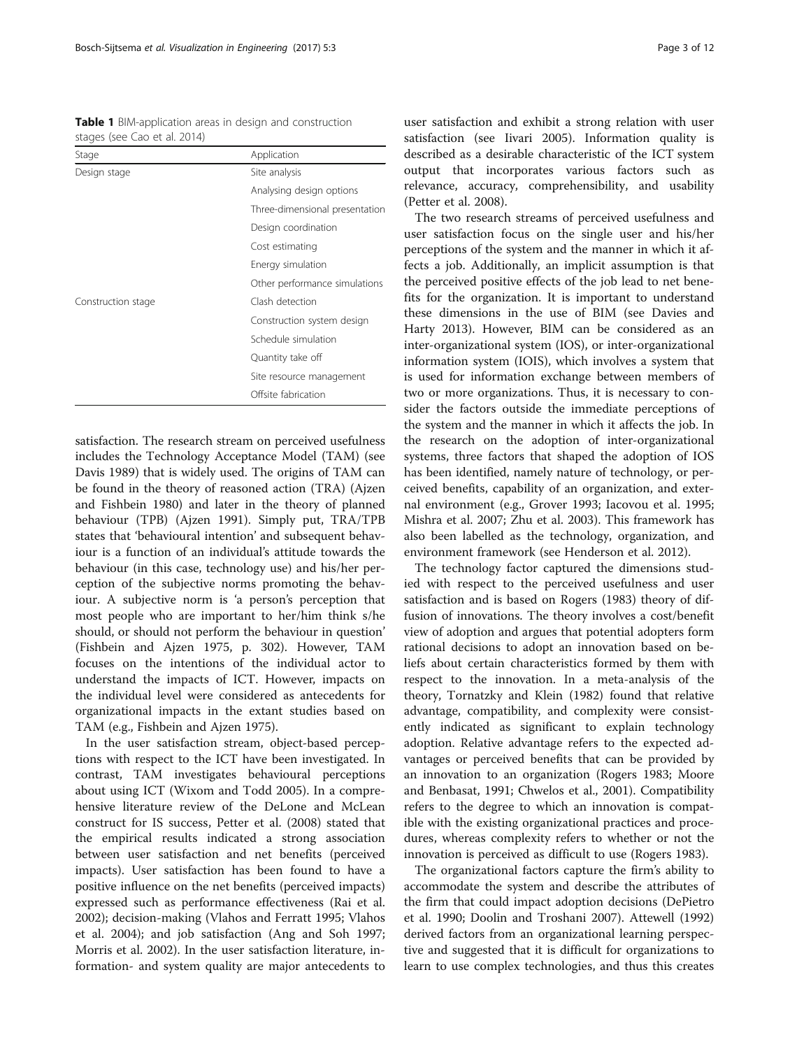**Table 1** BIM-application areas in design and construction stages (see Cao et al. 2014)

| Stage | Application |
| --- | --- |
| Design stage | Site analysis |
| | Analysing design options |
| | Three-dimensional presentation |
| | Design coordination |
| | Cost estimating |
| | Energy simulation |
| | Other performance simulations |
| Construction stage | Clash detection |
| | Construction system design |
| | Schedule simulation |
| | Quantity take off |
| | Site resource management |
| | Offsite fabrication |

satisfaction. The research stream on perceived usefulness includes the Technology Acceptance Model (TAM) (see Davis 1989) that is widely used. The origins of TAM can be found in the theory of reasoned action (TRA) (Ajzen and Fishbein 1980) and later in the theory of planned behaviour (TPB) (Ajzen 1991). Simply put, TRA/TPB states that 'behavioural intention' and subsequent behaviour is a function of an individual's attitude towards the behaviour (in this case, technology use) and his/her perception of the subjective norms promoting the behaviour. A subjective norm is 'a person's perception that most people who are important to her/him think s/he should, or should not perform the behaviour in question' (Fishbein and Ajzen 1975, p. 302). However, TAM focuses on the intentions of the individual actor to understand the impacts of ICT. However, impacts on the individual level were considered as antecedents for organizational impacts in the extant studies based on TAM (e.g., Fishbein and Ajzen 1975).

In the user satisfaction stream, object-based perceptions with respect to the ICT have been investigated. In contrast, TAM investigates behavioural perceptions about using ICT (Wixom and Todd 2005). In a comprehensive literature review of the DeLone and McLean construct for IS success, Petter et al. (2008) stated that the empirical results indicated a strong association between user satisfaction and net benefits (perceived impacts). User satisfaction has been found to have a positive influence on the net benefits (perceived impacts) expressed such as performance effectiveness (Rai et al. 2002); decision-making (Vlahos and Ferratt 1995; Vlahos et al. 2004); and job satisfaction (Ang and Soh 1997; Morris et al. 2002). In the user satisfaction literature, information- and system quality are major antecedents to user satisfaction and exhibit a strong relation with user satisfaction (see Iivari 2005). Information quality is described as a desirable characteristic of the ICT system output that incorporates various factors such as relevance, accuracy, comprehensibility, and usability (Petter et al. 2008).

The two research streams of perceived usefulness and user satisfaction focus on the single user and his/her perceptions of the system and the manner in which it affects a job. Additionally, an implicit assumption is that the perceived positive effects of the job lead to net benefits for the organization. It is important to understand these dimensions in the use of BIM (see Davies and Harty 2013). However, BIM can be considered as an inter-organizational system (IOS), or inter-organizational information system (IOIS), which involves a system that is used for information exchange between members of two or more organizations. Thus, it is necessary to consider the factors outside the immediate perceptions of the system and the manner in which it affects the job. In the research on the adoption of inter-organizational systems, three factors that shaped the adoption of IOS has been identified, namely nature of technology, or perceived benefits, capability of an organization, and external environment (e.g., Grover 1993; Iacovou et al. 1995; Mishra et al. 2007; Zhu et al. 2003). This framework has also been labelled as the technology, organization, and environment framework (see Henderson et al. 2012).

The technology factor captured the dimensions studied with respect to the perceived usefulness and user satisfaction and is based on Rogers (1983) theory of diffusion of innovations. The theory involves a cost/benefit view of adoption and argues that potential adopters form rational decisions to adopt an innovation based on beliefs about certain characteristics formed by them with respect to the innovation. In a meta-analysis of the theory, Tornatzky and Klein (1982) found that relative advantage, compatibility, and complexity were consistently indicated as significant to explain technology adoption. Relative advantage refers to the expected advantages or perceived benefits that can be provided by an innovation to an organization (Rogers 1983; Moore and Benbasat, 1991; Chwelos et al., 2001). Compatibility refers to the degree to which an innovation is compatible with the existing organizational practices and procedures, whereas complexity refers to whether or not the innovation is perceived as difficult to use (Rogers 1983).

The organizational factors capture the firm's ability to accommodate the system and describe the attributes of the firm that could impact adoption decisions (DePietro et al. 1990; Doolin and Troshani 2007). Attewell (1992) derived factors from an organizational learning perspective and suggested that it is difficult for organizations to learn to use complex technologies, and thus this creates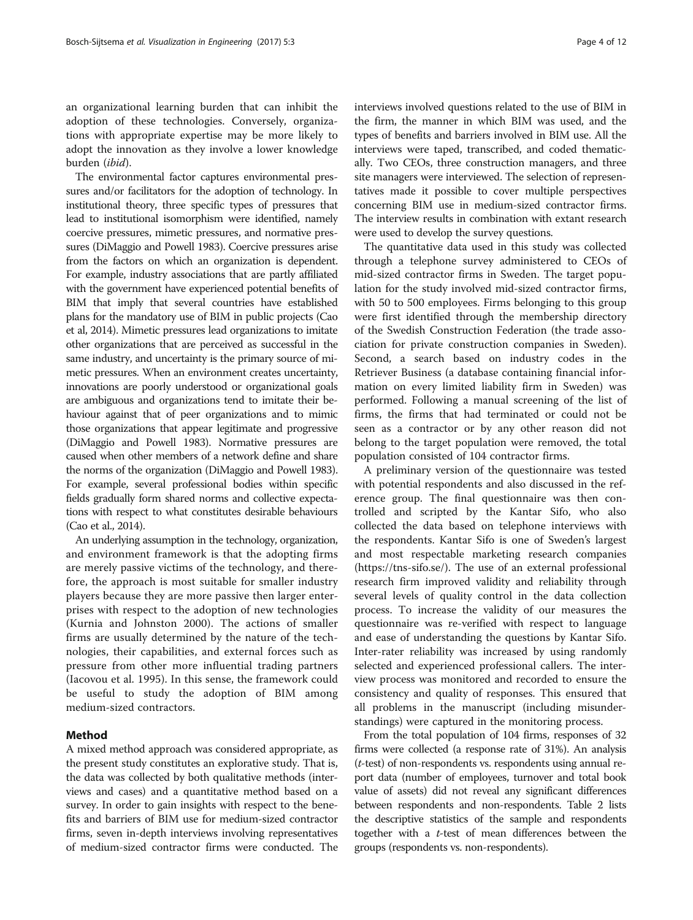an organizational learning burden that can inhibit the adoption of these technologies. Conversely, organizations with appropriate expertise may be more likely to adopt the innovation as they involve a lower knowledge burden (*ibid*).

The environmental factor captures environmental pressures and/or facilitators for the adoption of technology. In institutional theory, three specific types of pressures that lead to institutional isomorphism were identified, namely coercive pressures, mimetic pressures, and normative pressures (DiMaggio and Powell 1983). Coercive pressures arise from the factors on which an organization is dependent. For example, industry associations that are partly affiliated with the government have experienced potential benefits of BIM that imply that several countries have established plans for the mandatory use of BIM in public projects (Cao et al, 2014). Mimetic pressures lead organizations to imitate other organizations that are perceived as successful in the same industry, and uncertainty is the primary source of mimetic pressures. When an environment creates uncertainty, innovations are poorly understood or organizational goals are ambiguous and organizations tend to imitate their behaviour against that of peer organizations and to mimic those organizations that appear legitimate and progressive (DiMaggio and Powell 1983). Normative pressures are caused when other members of a network define and share the norms of the organization (DiMaggio and Powell 1983). For example, several professional bodies within specific fields gradually form shared norms and collective expectations with respect to what constitutes desirable behaviours (Cao et al., 2014).

An underlying assumption in the technology, organization, and environment framework is that the adopting firms are merely passive victims of the technology, and therefore, the approach is most suitable for smaller industry players because they are more passive then larger enterprises with respect to the adoption of new technologies (Kurnia and Johnston 2000). The actions of smaller firms are usually determined by the nature of the technologies, their capabilities, and external forces such as pressure from other more influential trading partners (Iacovou et al. 1995). In this sense, the framework could be useful to study the adoption of BIM among medium-sized contractors.

## Method

A mixed method approach was considered appropriate, as the present study constitutes an explorative study. That is, the data was collected by both qualitative methods (interviews and cases) and a quantitative method based on a survey. In order to gain insights with respect to the benefits and barriers of BIM use for medium-sized contractor firms, seven in-depth interviews involving representatives of medium-sized contractor firms were conducted. The interviews involved questions related to the use of BIM in the firm, the manner in which BIM was used, and the types of benefits and barriers involved in BIM use. All the interviews were taped, transcribed, and coded thematically. Two CEOs, three construction managers, and three site managers were interviewed. The selection of representatives made it possible to cover multiple perspectives concerning BIM use in medium-sized contractor firms. The interview results in combination with extant research were used to develop the survey questions.

The quantitative data used in this study was collected through a telephone survey administered to CEOs of mid-sized contractor firms in Sweden. The target population for the study involved mid-sized contractor firms, with 50 to 500 employees. Firms belonging to this group were first identified through the membership directory of the Swedish Construction Federation (the trade association for private construction companies in Sweden). Second, a search based on industry codes in the Retriever Business (a database containing financial information on every limited liability firm in Sweden) was performed. Following a manual screening of the list of firms, the firms that had terminated or could not be seen as a contractor or by any other reason did not belong to the target population were removed, the total population consisted of 104 contractor firms.

A preliminary version of the questionnaire was tested with potential respondents and also discussed in the reference group. The final questionnaire was then controlled and scripted by the Kantar Sifo, who also collected the data based on telephone interviews with the respondents. Kantar Sifo is one of Sweden's largest and most respectable marketing research companies (https://tns-sifo.se/). The use of an external professional research firm improved validity and reliability through several levels of quality control in the data collection process. To increase the validity of our measures the questionnaire was re-verified with respect to language and ease of understanding the questions by Kantar Sifo. Inter-rater reliability was increased by using randomly selected and experienced professional callers. The interview process was monitored and recorded to ensure the consistency and quality of responses. This ensured that all problems in the manuscript (including misunderstandings) were captured in the monitoring process.

From the total population of 104 firms, responses of 32 firms were collected (a response rate of 31%). An analysis (*t*-test) of non-respondents vs. respondents using annual report data (number of employees, turnover and total book value of assets) did not reveal any significant differences between respondents and non-respondents. Table 2 lists the descriptive statistics of the sample and respondents together with a *t*-test of mean differences between the groups (respondents vs. non-respondents).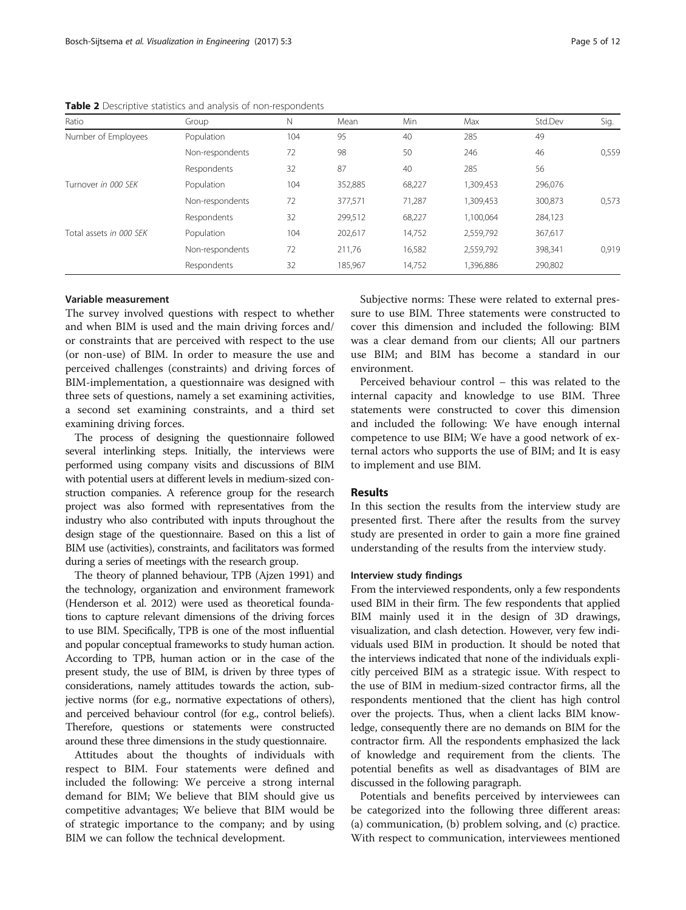**Table 2** Descriptive statistics and analysis of non-respondents

| Ratio | Group | N | Mean | Min | Max | Std.Dev | Sig. |
|---|---|---|---|---|---|---|---|
| Number of Employees | Population | 104 | 95 | 40 | 285 | 49 | |
| | Non-respondents | 72 | 98 | 50 | 246 | 46 | 0,559 |
| | Respondents | 32 | 87 | 40 | 285 | 56 | |
| Turnover *in 000 SEK* | Population | 104 | 352,885 | 68,227 | 1,309,453 | 296,076 | |
| | Non-respondents | 72 | 377,571 | 71,287 | 1,309,453 | 300,873 | 0,573 |
| | Respondents | 32 | 299,512 | 68,227 | 1,100,064 | 284,123 | |
| Total assets *in 000 SEK* | Population | 104 | 202,617 | 14,752 | 2,559,792 | 367,617 | |
| | Non-respondents | 72 | 211,76 | 16,582 | 2,559,792 | 398,341 | 0,919 |
| | Respondents | 32 | 185,967 | 14,752 | 1,396,886 | 290,802 | |

### Variable measurement

The survey involved questions with respect to whether and when BIM is used and the main driving forces and/or constraints that are perceived with respect to the use (or non-use) of BIM. In order to measure the use and perceived challenges (constraints) and driving forces of BIM-implementation, a questionnaire was designed with three sets of questions, namely a set examining activities, a second set examining constraints, and a third set examining driving forces.

The process of designing the questionnaire followed several interlinking steps. Initially, the interviews were performed using company visits and discussions of BIM with potential users at different levels in medium-sized construction companies. A reference group for the research project was also formed with representatives from the industry who also contributed with inputs throughout the design stage of the questionnaire. Based on this a list of BIM use (activities), constraints, and facilitators was formed during a series of meetings with the research group.

The theory of planned behaviour, TPB (Ajzen 1991) and the technology, organization and environment framework (Henderson et al. 2012) were used as theoretical foundations to capture relevant dimensions of the driving forces to use BIM. Specifically, TPB is one of the most influential and popular conceptual frameworks to study human action. According to TPB, human action or in the case of the present study, the use of BIM, is driven by three types of considerations, namely attitudes towards the action, subjective norms (for e.g., normative expectations of others), and perceived behaviour control (for e.g., control beliefs). Therefore, questions or statements were constructed around these three dimensions in the study questionnaire.

Attitudes about the thoughts of individuals with respect to BIM. Four statements were defined and included the following: We perceive a strong internal demand for BIM; We believe that BIM should give us competitive advantages; We believe that BIM would be of strategic importance to the company; and by using BIM we can follow the technical development.

Subjective norms: These were related to external pressure to use BIM. Three statements were constructed to cover this dimension and included the following: BIM was a clear demand from our clients; All our partners use BIM; and BIM has become a standard in our environment.

Perceived behaviour control – this was related to the internal capacity and knowledge to use BIM. Three statements were constructed to cover this dimension and included the following: We have enough internal competence to use BIM; We have a good network of external actors who supports the use of BIM; and It is easy to implement and use BIM.

## Results

In this section the results from the interview study are presented first. There after the results from the survey study are presented in order to gain a more fine grained understanding of the results from the interview study.

### Interview study findings

From the interviewed respondents, only a few respondents used BIM in their firm. The few respondents that applied BIM mainly used it in the design of 3D drawings, visualization, and clash detection. However, very few individuals used BIM in production. It should be noted that the interviews indicated that none of the individuals explicitly perceived BIM as a strategic issue. With respect to the use of BIM in medium-sized contractor firms, all the respondents mentioned that the client has high control over the projects. Thus, when a client lacks BIM knowledge, consequently there are no demands on BIM for the contractor firm. All the respondents emphasized the lack of knowledge and requirement from the clients. The potential benefits as well as disadvantages of BIM are discussed in the following paragraph.

Potentials and benefits perceived by interviewees can be categorized into the following three different areas: (a) communication, (b) problem solving, and (c) practice. With respect to communication, interviewees mentioned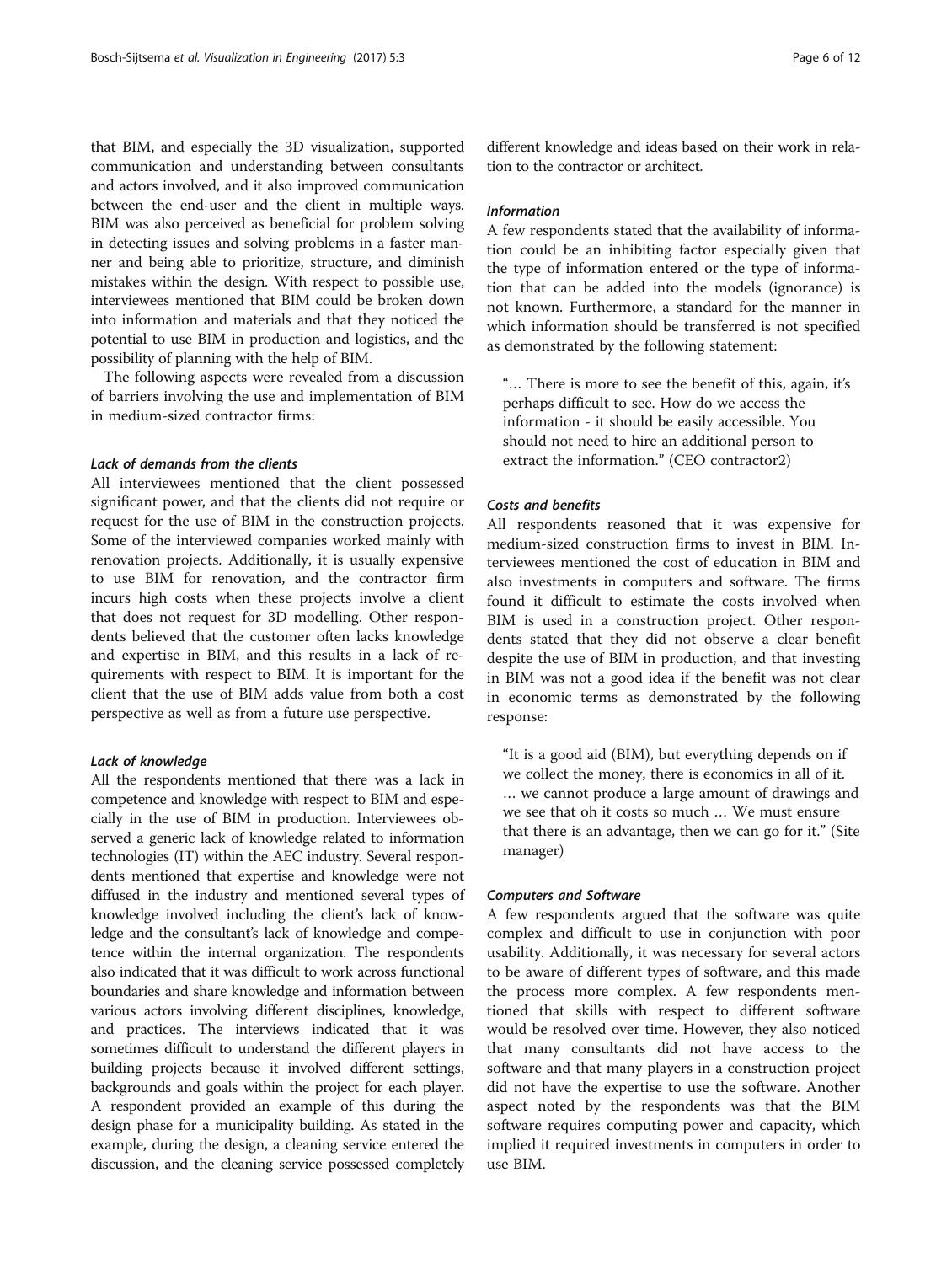that BIM, and especially the 3D visualization, supported communication and understanding between consultants and actors involved, and it also improved communication between the end-user and the client in multiple ways. BIM was also perceived as beneficial for problem solving in detecting issues and solving problems in a faster manner and being able to prioritize, structure, and diminish mistakes within the design. With respect to possible use, interviewees mentioned that BIM could be broken down into information and materials and that they noticed the potential to use BIM in production and logistics, and the possibility of planning with the help of BIM.

The following aspects were revealed from a discussion of barriers involving the use and implementation of BIM in medium-sized contractor firms:

#### *Lack of demands from the clients*

All interviewees mentioned that the client possessed significant power, and that the clients did not require or request for the use of BIM in the construction projects. Some of the interviewed companies worked mainly with renovation projects. Additionally, it is usually expensive to use BIM for renovation, and the contractor firm incurs high costs when these projects involve a client that does not request for 3D modelling. Other respondents believed that the customer often lacks knowledge and expertise in BIM, and this results in a lack of requirements with respect to BIM. It is important for the client that the use of BIM adds value from both a cost perspective as well as from a future use perspective.

#### *Lack of knowledge*

All the respondents mentioned that there was a lack in competence and knowledge with respect to BIM and especially in the use of BIM in production. Interviewees observed a generic lack of knowledge related to information technologies (IT) within the AEC industry. Several respondents mentioned that expertise and knowledge were not diffused in the industry and mentioned several types of knowledge involved including the client's lack of knowledge and the consultant's lack of knowledge and competence within the internal organization. The respondents also indicated that it was difficult to work across functional boundaries and share knowledge and information between various actors involving different disciplines, knowledge, and practices. The interviews indicated that it was sometimes difficult to understand the different players in building projects because it involved different settings, backgrounds and goals within the project for each player. A respondent provided an example of this during the design phase for a municipality building. As stated in the example, during the design, a cleaning service entered the discussion, and the cleaning service possessed completely different knowledge and ideas based on their work in relation to the contractor or architect.

#### *Information*

A few respondents stated that the availability of information could be an inhibiting factor especially given that the type of information entered or the type of information that can be added into the models (ignorance) is not known. Furthermore, a standard for the manner in which information should be transferred is not specified as demonstrated by the following statement:

> "… There is more to see the benefit of this, again, it's perhaps difficult to see. How do we access the information - it should be easily accessible. You should not need to hire an additional person to extract the information." (CEO contractor2)

#### *Costs and benefits*

All respondents reasoned that it was expensive for medium-sized construction firms to invest in BIM. Interviewees mentioned the cost of education in BIM and also investments in computers and software. The firms found it difficult to estimate the costs involved when BIM is used in a construction project. Other respondents stated that they did not observe a clear benefit despite the use of BIM in production, and that investing in BIM was not a good idea if the benefit was not clear in economic terms as demonstrated by the following response:

> "It is a good aid (BIM), but everything depends on if we collect the money, there is economics in all of it. … we cannot produce a large amount of drawings and we see that oh it costs so much … We must ensure that there is an advantage, then we can go for it." (Site manager)

#### *Computers and Software*

A few respondents argued that the software was quite complex and difficult to use in conjunction with poor usability. Additionally, it was necessary for several actors to be aware of different types of software, and this made the process more complex. A few respondents mentioned that skills with respect to different software would be resolved over time. However, they also noticed that many consultants did not have access to the software and that many players in a construction project did not have the expertise to use the software. Another aspect noted by the respondents was that the BIM software requires computing power and capacity, which implied it required investments in computers in order to use BIM.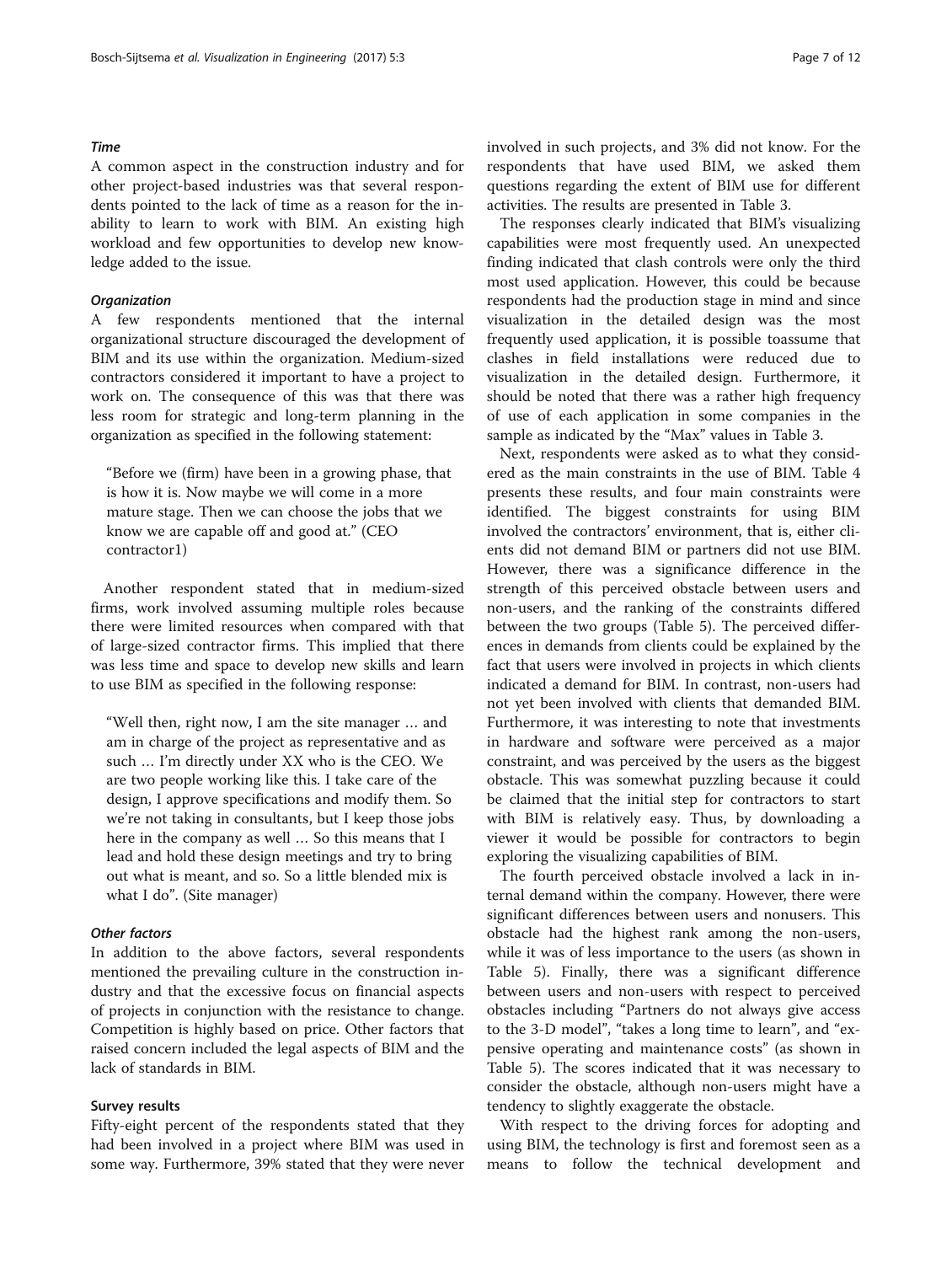#### *Time*

A common aspect in the construction industry and for other project-based industries was that several respondents pointed to the lack of time as a reason for the inability to learn to work with BIM. An existing high workload and few opportunities to develop new knowledge added to the issue.

#### *Organization*

A few respondents mentioned that the internal organizational structure discouraged the development of BIM and its use within the organization. Medium-sized contractors considered it important to have a project to work on. The consequence of this was that there was less room for strategic and long-term planning in the organization as specified in the following statement:

> "Before we (firm) have been in a growing phase, that is how it is. Now maybe we will come in a more mature stage. Then we can choose the jobs that we know we are capable off and good at." (CEO contractor1)

Another respondent stated that in medium-sized firms, work involved assuming multiple roles because there were limited resources when compared with that of large-sized contractor firms. This implied that there was less time and space to develop new skills and learn to use BIM as specified in the following response:

> "Well then, right now, I am the site manager … and am in charge of the project as representative and as such … I'm directly under XX who is the CEO. We are two people working like this. I take care of the design, I approve specifications and modify them. So we're not taking in consultants, but I keep those jobs here in the company as well … So this means that I lead and hold these design meetings and try to bring out what is meant, and so. So a little blended mix is what I do". (Site manager)

#### *Other factors*

In addition to the above factors, several respondents mentioned the prevailing culture in the construction industry and that the excessive focus on financial aspects of projects in conjunction with the resistance to change. Competition is highly based on price. Other factors that raised concern included the legal aspects of BIM and the lack of standards in BIM.

### Survey results

Fifty-eight percent of the respondents stated that they had been involved in a project where BIM was used in some way. Furthermore, 39% stated that they were never involved in such projects, and 3% did not know. For the respondents that have used BIM, we asked them questions regarding the extent of BIM use for different activities. The results are presented in Table 3.

The responses clearly indicated that BIM's visualizing capabilities were most frequently used. An unexpected finding indicated that clash controls were only the third most used application. However, this could be because respondents had the production stage in mind and since visualization in the detailed design was the most frequently used application, it is possible toassume that clashes in field installations were reduced due to visualization in the detailed design. Furthermore, it should be noted that there was a rather high frequency of use of each application in some companies in the sample as indicated by the "Max" values in Table 3.

Next, respondents were asked as to what they considered as the main constraints in the use of BIM. Table 4 presents these results, and four main constraints were identified. The biggest constraints for using BIM involved the contractors' environment, that is, either clients did not demand BIM or partners did not use BIM. However, there was a significance difference in the strength of this perceived obstacle between users and non-users, and the ranking of the constraints differed between the two groups (Table 5). The perceived differences in demands from clients could be explained by the fact that users were involved in projects in which clients indicated a demand for BIM. In contrast, non-users had not yet been involved with clients that demanded BIM. Furthermore, it was interesting to note that investments in hardware and software were perceived as a major constraint, and was perceived by the users as the biggest obstacle. This was somewhat puzzling because it could be claimed that the initial step for contractors to start with BIM is relatively easy. Thus, by downloading a viewer it would be possible for contractors to begin exploring the visualizing capabilities of BIM.

The fourth perceived obstacle involved a lack in internal demand within the company. However, there were significant differences between users and nonusers. This obstacle had the highest rank among the non-users, while it was of less importance to the users (as shown in Table 5). Finally, there was a significant difference between users and non-users with respect to perceived obstacles including "Partners do not always give access to the 3-D model", "takes a long time to learn", and "expensive operating and maintenance costs" (as shown in Table 5). The scores indicated that it was necessary to consider the obstacle, although non-users might have a tendency to slightly exaggerate the obstacle.

With respect to the driving forces for adopting and using BIM, the technology is first and foremost seen as a means to follow the technical development and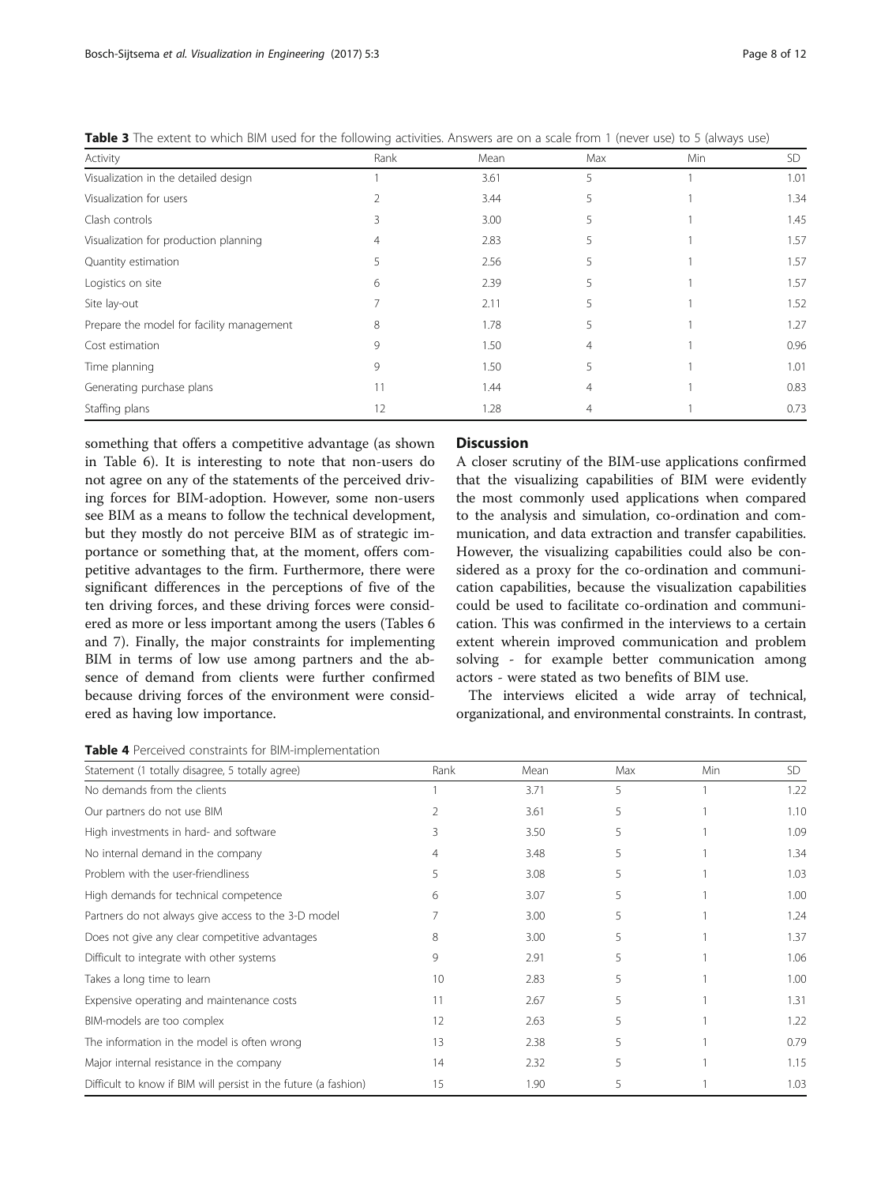**Table 3** The extent to which BIM used for the following activities. Answers are on a scale from 1 (never use) to 5 (always use)

| Activity | Rank | Mean | Max | Min | SD |
|---|---|---|---|---|---|
| Visualization in the detailed design | 1 | 3.61 | 5 | 1 | 1.01 |
| Visualization for users | 2 | 3.44 | 5 | 1 | 1.34 |
| Clash controls | 3 | 3.00 | 5 | 1 | 1.45 |
| Visualization for production planning | 4 | 2.83 | 5 | 1 | 1.57 |
| Quantity estimation | 5 | 2.56 | 5 | 1 | 1.57 |
| Logistics on site | 6 | 2.39 | 5 | 1 | 1.57 |
| Site lay-out | 7 | 2.11 | 5 | 1 | 1.52 |
| Prepare the model for facility management | 8 | 1.78 | 5 | 1 | 1.27 |
| Cost estimation | 9 | 1.50 | 4 | 1 | 0.96 |
| Time planning | 9 | 1.50 | 5 | 1 | 1.01 |
| Generating purchase plans | 11 | 1.44 | 4 | 1 | 0.83 |
| Staffing plans | 12 | 1.28 | 4 | 1 | 0.73 |

something that offers a competitive advantage (as shown in Table 6). It is interesting to note that non-users do not agree on any of the statements of the perceived driving forces for BIM-adoption. However, some non-users see BIM as a means to follow the technical development, but they mostly do not perceive BIM as of strategic importance or something that, at the moment, offers competitive advantages to the firm. Furthermore, there were significant differences in the perceptions of five of the ten driving forces, and these driving forces were considered as more or less important among the users (Tables 6 and 7). Finally, the major constraints for implementing BIM in terms of low use among partners and the absence of demand from clients were further confirmed because driving forces of the environment were considered as having low importance.

## Discussion

A closer scrutiny of the BIM-use applications confirmed that the visualizing capabilities of BIM were evidently the most commonly used applications when compared to the analysis and simulation, co-ordination and communication, and data extraction and transfer capabilities. However, the visualizing capabilities could also be considered as a proxy for the co-ordination and communication capabilities, because the visualization capabilities could be used to facilitate co-ordination and communication. This was confirmed in the interviews to a certain extent wherein improved communication and problem solving - for example better communication among actors - were stated as two benefits of BIM use.

The interviews elicited a wide array of technical, organizational, and environmental constraints. In contrast,

**Table 4** Perceived constraints for BIM-implementation

| Statement (1 totally disagree, 5 totally agree) | Rank | Mean | Max | Min | SD |
|---|---|---|---|---|---|
| No demands from the clients | 1 | 3.71 | 5 | 1 | 1.22 |
| Our partners do not use BIM | 2 | 3.61 | 5 | 1 | 1.10 |
| High investments in hard- and software | 3 | 3.50 | 5 | 1 | 1.09 |
| No internal demand in the company | 4 | 3.48 | 5 | 1 | 1.34 |
| Problem with the user-friendliness | 5 | 3.08 | 5 | 1 | 1.03 |
| High demands for technical competence | 6 | 3.07 | 5 | 1 | 1.00 |
| Partners do not always give access to the 3-D model | 7 | 3.00 | 5 | 1 | 1.24 |
| Does not give any clear competitive advantages | 8 | 3.00 | 5 | 1 | 1.37 |
| Difficult to integrate with other systems | 9 | 2.91 | 5 | 1 | 1.06 |
| Takes a long time to learn | 10 | 2.83 | 5 | 1 | 1.00 |
| Expensive operating and maintenance costs | 11 | 2.67 | 5 | 1 | 1.31 |
| BIM-models are too complex | 12 | 2.63 | 5 | 1 | 1.22 |
| The information in the model is often wrong | 13 | 2.38 | 5 | 1 | 0.79 |
| Major internal resistance in the company | 14 | 2.32 | 5 | 1 | 1.15 |
| Difficult to know if BIM will persist in the future (a fashion) | 15 | 1.90 | 5 | 1 | 1.03 |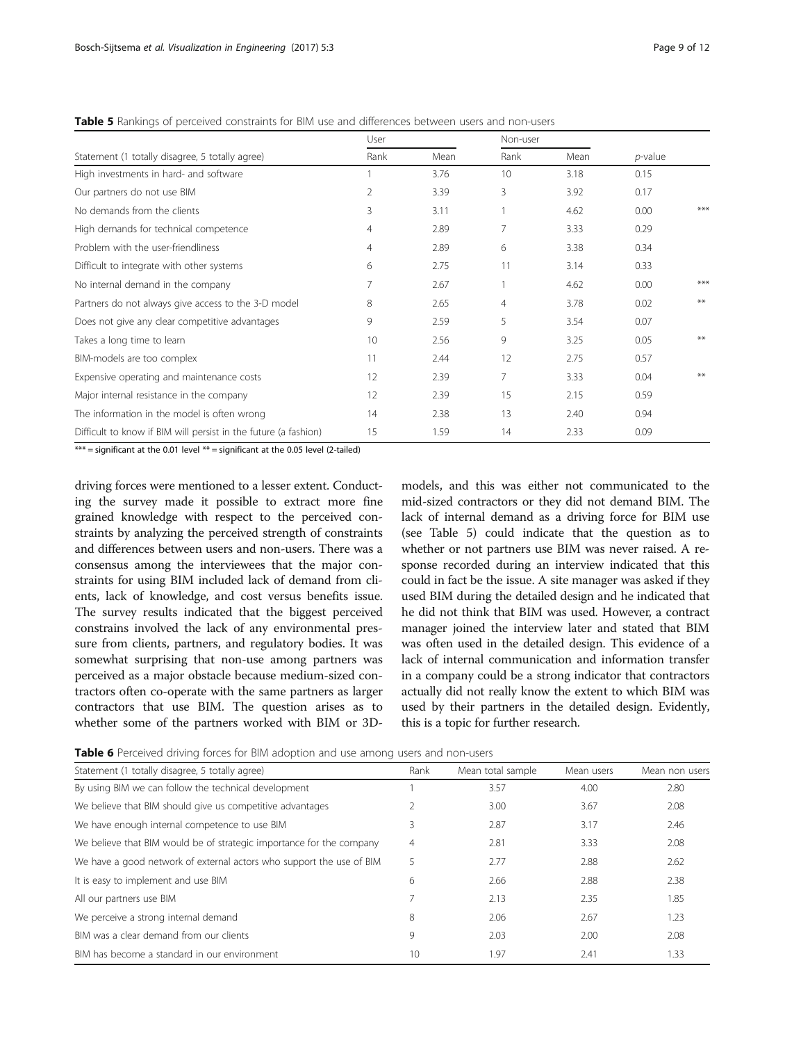**Table 5** Rankings of perceived constraints for BIM use and differences between users and non-users

| Statement (1 totally disagree, 5 totally agree) | User | | Non-user | | *p*-value | |
|---|---|---|---|---|---|---|
| | Rank | Mean | Rank | Mean | | |
| High investments in hard- and software | 1 | 3.76 | 10 | 3.18 | 0.15 | |
| Our partners do not use BIM | 2 | 3.39 | 3 | 3.92 | 0.17 | |
| No demands from the clients | 3 | 3.11 | 1 | 4.62 | 0.00 | *** |
| High demands for technical competence | 4 | 2.89 | 7 | 3.33 | 0.29 | |
| Problem with the user-friendliness | 4 | 2.89 | 6 | 3.38 | 0.34 | |
| Difficult to integrate with other systems | 6 | 2.75 | 11 | 3.14 | 0.33 | |
| No internal demand in the company | 7 | 2.67 | 1 | 4.62 | 0.00 | *** |
| Partners do not always give access to the 3-D model | 8 | 2.65 | 4 | 3.78 | 0.02 | ** |
| Does not give any clear competitive advantages | 9 | 2.59 | 5 | 3.54 | 0.07 | |
| Takes a long time to learn | 10 | 2.56 | 9 | 3.25 | 0.05 | ** |
| BIM-models are too complex | 11 | 2.44 | 12 | 2.75 | 0.57 | |
| Expensive operating and maintenance costs | 12 | 2.39 | 7 | 3.33 | 0.04 | ** |
| Major internal resistance in the company | 12 | 2.39 | 15 | 2.15 | 0.59 | |
| The information in the model is often wrong | 14 | 2.38 | 13 | 2.40 | 0.94 | |
| Difficult to know if BIM will persist in the future (a fashion) | 15 | 1.59 | 14 | 2.33 | 0.09 | |

*** = significant at the 0.01 level ** = significant at the 0.05 level (2-tailed)

driving forces were mentioned to a lesser extent. Conducting the survey made it possible to extract more fine grained knowledge with respect to the perceived constraints by analyzing the perceived strength of constraints and differences between users and non-users. There was a consensus among the interviewees that the major constraints for using BIM included lack of demand from clients, lack of knowledge, and cost versus benefits issue. The survey results indicated that the biggest perceived constrains involved the lack of any environmental pressure from clients, partners, and regulatory bodies. It was somewhat surprising that non-use among partners was perceived as a major obstacle because medium-sized contractors often co-operate with the same partners as larger contractors that use BIM. The question arises as to whether some of the partners worked with BIM or 3D-models, and this was either not communicated to the mid-sized contractors or they did not demand BIM. The lack of internal demand as a driving force for BIM use (see Table 5) could indicate that the question as to whether or not partners use BIM was never raised. A response recorded during an interview indicated that this could in fact be the issue. A site manager was asked if they used BIM during the detailed design and he indicated that he did not think that BIM was used. However, a contract manager joined the interview later and stated that BIM was often used in the detailed design. This evidence of a lack of internal communication and information transfer in a company could be a strong indicator that contractors actually did not really know the extent to which BIM was used by their partners in the detailed design. Evidently, this is a topic for further research.

**Table 6** Perceived driving forces for BIM adoption and use among users and non-users

| Statement (1 totally disagree, 5 totally agree) | Rank | Mean total sample | Mean users | Mean non users |
|---|---|---|---|---|
| By using BIM we can follow the technical development | 1 | 3.57 | 4.00 | 2.80 |
| We believe that BIM should give us competitive advantages | 2 | 3.00 | 3.67 | 2.08 |
| We have enough internal competence to use BIM | 3 | 2.87 | 3.17 | 2.46 |
| We believe that BIM would be of strategic importance for the company | 4 | 2.81 | 3.33 | 2.08 |
| We have a good network of external actors who support the use of BIM | 5 | 2.77 | 2.88 | 2.62 |
| It is easy to implement and use BIM | 6 | 2.66 | 2.88 | 2.38 |
| All our partners use BIM | 7 | 2.13 | 2.35 | 1.85 |
| We perceive a strong internal demand | 8 | 2.06 | 2.67 | 1.23 |
| BIM was a clear demand from our clients | 9 | 2.03 | 2.00 | 2.08 |
| BIM has become a standard in our environment | 10 | 1.97 | 2.41 | 1.33 |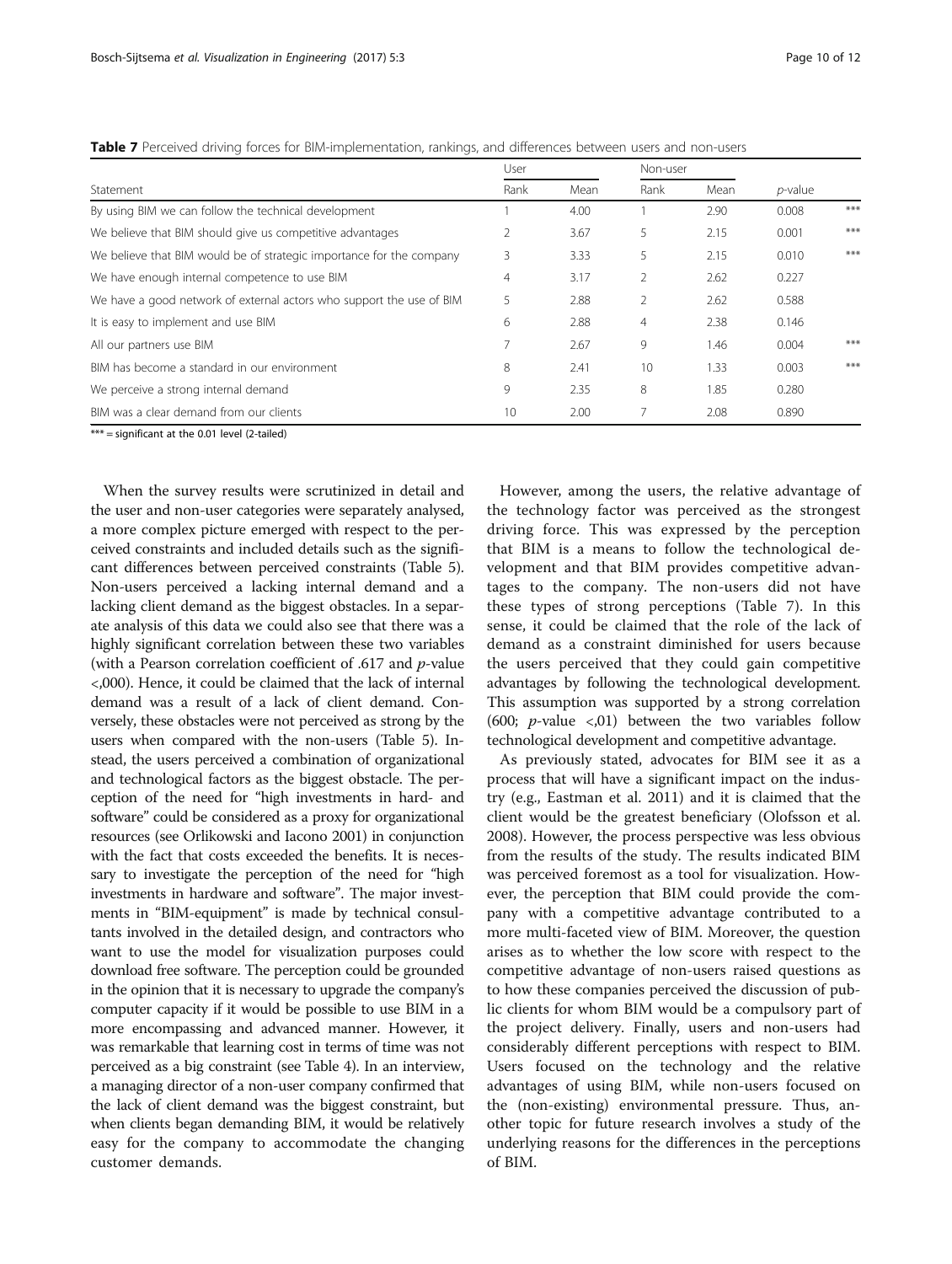**Table 7** Perceived driving forces for BIM-implementation, rankings, and differences between users and non-users

| | User | | Non-user | | | |
|---|---|---|---|---|---|---|
| Statement | Rank | Mean | Rank | Mean | *p*-value | |
| By using BIM we can follow the technical development | 1 | 4.00 | 1 | 2.90 | 0.008 | *** |
| We believe that BIM should give us competitive advantages | 2 | 3.67 | 5 | 2.15 | 0.001 | *** |
| We believe that BIM would be of strategic importance for the company | 3 | 3.33 | 5 | 2.15 | 0.010 | *** |
| We have enough internal competence to use BIM | 4 | 3.17 | 2 | 2.62 | 0.227 | |
| We have a good network of external actors who support the use of BIM | 5 | 2.88 | 2 | 2.62 | 0.588 | |
| It is easy to implement and use BIM | 6 | 2.88 | 4 | 2.38 | 0.146 | |
| All our partners use BIM | 7 | 2.67 | 9 | 1.46 | 0.004 | *** |
| BIM has become a standard in our environment | 8 | 2.41 | 10 | 1.33 | 0.003 | *** |
| We perceive a strong internal demand | 9 | 2.35 | 8 | 1.85 | 0.280 | |
| BIM was a clear demand from our clients | 10 | 2.00 | 7 | 2.08 | 0.890 | |

*** = significant at the 0.01 level (2-tailed)

When the survey results were scrutinized in detail and the user and non-user categories were separately analysed, a more complex picture emerged with respect to the perceived constraints and included details such as the significant differences between perceived constraints (Table 5). Non-users perceived a lacking internal demand and a lacking client demand as the biggest obstacles. In a separate analysis of this data we could also see that there was a highly significant correlation between these two variables (with a Pearson correlation coefficient of .617 and *p*-value <,000). Hence, it could be claimed that the lack of internal demand was a result of a lack of client demand. Conversely, these obstacles were not perceived as strong by the users when compared with the non-users (Table 5). Instead, the users perceived a combination of organizational and technological factors as the biggest obstacle. The perception of the need for "high investments in hard- and software" could be considered as a proxy for organizational resources (see Orlikowski and Iacono 2001) in conjunction with the fact that costs exceeded the benefits. It is necessary to investigate the perception of the need for "high investments in hardware and software". The major investments in "BIM-equipment" is made by technical consultants involved in the detailed design, and contractors who want to use the model for visualization purposes could download free software. The perception could be grounded in the opinion that it is necessary to upgrade the company's computer capacity if it would be possible to use BIM in a more encompassing and advanced manner. However, it was remarkable that learning cost in terms of time was not perceived as a big constraint (see Table 4). In an interview, a managing director of a non-user company confirmed that the lack of client demand was the biggest constraint, but when clients began demanding BIM, it would be relatively easy for the company to accommodate the changing customer demands.

However, among the users, the relative advantage of the technology factor was perceived as the strongest driving force. This was expressed by the perception that BIM is a means to follow the technological development and that BIM provides competitive advantages to the company. The non-users did not have these types of strong perceptions (Table 7). In this sense, it could be claimed that the role of the lack of demand as a constraint diminished for users because the users perceived that they could gain competitive advantages by following the technological development. This assumption was supported by a strong correlation (600; *p*-value <,01) between the two variables follow technological development and competitive advantage.

As previously stated, advocates for BIM see it as a process that will have a significant impact on the industry (e.g., Eastman et al. 2011) and it is claimed that the client would be the greatest beneficiary (Olofsson et al. 2008). However, the process perspective was less obvious from the results of the study. The results indicated BIM was perceived foremost as a tool for visualization. However, the perception that BIM could provide the company with a competitive advantage contributed to a more multi-faceted view of BIM. Moreover, the question arises as to whether the low score with respect to the competitive advantage of non-users raised questions as to how these companies perceived the discussion of public clients for whom BIM would be a compulsory part of the project delivery. Finally, users and non-users had considerably different perceptions with respect to BIM. Users focused on the technology and the relative advantages of using BIM, while non-users focused on the (non-existing) environmental pressure. Thus, another topic for future research involves a study of the underlying reasons for the differences in the perceptions of BIM.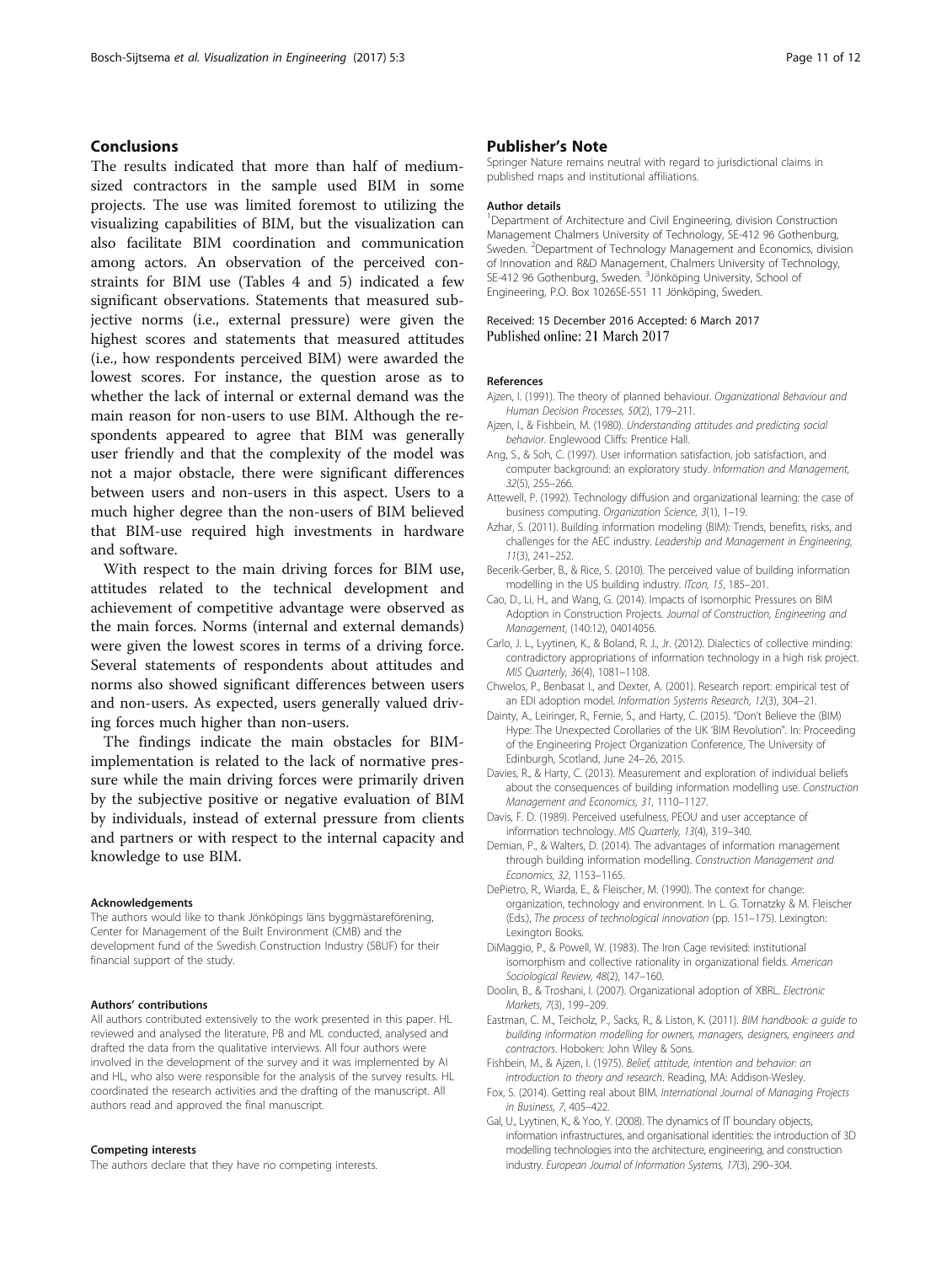## Conclusions

The results indicated that more than half of medium-sized contractors in the sample used BIM in some projects. The use was limited foremost to utilizing the visualizing capabilities of BIM, but the visualization can also facilitate BIM coordination and communication among actors. An observation of the perceived constraints for BIM use (Tables 4 and 5) indicated a few significant observations. Statements that measured subjective norms (i.e., external pressure) were given the highest scores and statements that measured attitudes (i.e., how respondents perceived BIM) were awarded the lowest scores. For instance, the question arose as to whether the lack of internal or external demand was the main reason for non-users to use BIM. Although the respondents appeared to agree that BIM was generally user friendly and that the complexity of the model was not a major obstacle, there were significant differences between users and non-users in this aspect. Users to a much higher degree than the non-users of BIM believed that BIM-use required high investments in hardware and software.

With respect to the main driving forces for BIM use, attitudes related to the technical development and achievement of competitive advantage were observed as the main forces. Norms (internal and external demands) were given the lowest scores in terms of a driving force. Several statements of respondents about attitudes and norms also showed significant differences between users and non-users. As expected, users generally valued driving forces much higher than non-users.

The findings indicate the main obstacles for BIM-implementation is related to the lack of normative pressure while the main driving forces were primarily driven by the subjective positive or negative evaluation of BIM by individuals, instead of external pressure from clients and partners or with respect to the internal capacity and knowledge to use BIM.

#### Acknowledgements

The authors would like to thank Jönköpings läns byggmästareförening, Center for Management of the Built Environment (CMB) and the development fund of the Swedish Construction Industry (SBUF) for their financial support of the study.

#### Authors' contributions

All authors contributed extensively to the work presented in this paper. HL reviewed and analysed the literature, PB and ML conducted, analysed and drafted the data from the qualitative interviews. All four authors were involved in the development of the survey and it was implemented by AI and HL, who also were responsible for the analysis of the survey results. HL coordinated the research activities and the drafting of the manuscript. All authors read and approved the final manuscript.

#### Competing interests

The authors declare that they have no competing interests.

## Publisher's Note

Springer Nature remains neutral with regard to jurisdictional claims in published maps and institutional affiliations.

#### Author details

[1]Department of Architecture and Civil Engineering, division Construction Management Chalmers University of Technology, SE-412 96 Gothenburg, Sweden. [2]Department of Technology Management and Economics, division of Innovation and R&D Management, Chalmers University of Technology, SE-412 96 Gothenburg, Sweden. [3]Jönköping University, School of Engineering, P.O. Box 1026SE-551 11 Jönköping, Sweden.

Received: 15 December 2016 Accepted: 6 March 2017
Published online: 21 March 2017

#### References

Ajzen, I. (1991). The theory of planned behaviour. *Organizational Behaviour and Human Decision Processes, 50*(2), 179–211.

Ajzen, I., & Fishbein, M. (1980). *Understanding attitudes and predicting social behavior*. Englewood Cliffs: Prentice Hall.

Ang, S., & Soh, C. (1997). User information satisfaction, job satisfaction, and computer background: an exploratory study. *Information and Management, 32*(5), 255–266.

Attewell, P. (1992). Technology diffusion and organizational learning: the case of business computing. *Organization Science, 3*(1), 1–19.

Azhar, S. (2011). Building information modeling (BIM): Trends, benefits, risks, and challenges for the AEC industry. *Leadership and Management in Engineering, 11*(3), 241–252.

Becerik-Gerber, B., & Rice, S. (2010). The perceived value of building information modelling in the US building industry. *ITcon, 15*, 185–201.

Cao, D., Li, H., and Wang, G. (2014). Impacts of Isomorphic Pressures on BIM Adoption in Construction Projects. *Journal of Construction, Engineering and Management*, (140:12), 04014056.

Carlo, J. L., Lyytinen, K., & Boland, R. J., Jr. (2012). Dialectics of collective minding: contradictory appropriations of information technology in a high risk project. *MIS Quarterly, 36*(4), 1081–1108.

Chwelos, P., Benbasat I., and Dexter, A. (2001). Research report: empirical test of an EDI adoption model. *Information Systems Research, 12*(3), 304–21.

Dainty, A., Leiringer, R., Fernie, S., and Harty, C. (2015). "Don't Believe the (BIM) Hype: The Unexpected Corollaries of the UK 'BIM Revolution". In: Proceeding of the Engineering Project Organization Conference, The University of Edinburgh, Scotland, June 24–26, 2015.

Davies, R., & Harty, C. (2013). Measurement and exploration of individual beliefs about the consequences of building information modelling use. *Construction Management and Economics, 31*, 1110–1127.

Davis, F. D. (1989). Perceived usefulness, PEOU and user acceptance of information technology. *MIS Quarterly, 13*(4), 319–340.

Demian, P., & Walters, D. (2014). The advantages of information management through building information modelling. *Construction Management and Economics, 32*, 1153–1165.

DePietro, R., Wiarda, E., & Fleischer, M. (1990). The context for change: organization, technology and environment. In L. G. Tornatzky & M. Fleischer (Eds.), *The process of technological innovation* (pp. 151–175). Lexington: Lexington Books.

DiMaggio, P., & Powell, W. (1983). The Iron Cage revisited: institutional isomorphism and collective rationality in organizational fields. *American Sociological Review, 48*(2), 147–160.

Doolin, B., & Troshani, I. (2007). Organizational adoption of XBRL. *Electronic Markets, 7*(3), 199–209.

Eastman, C. M., Teicholz, P., Sacks, R., & Liston, K. (2011). *BIM handbook: a guide to building information modelling for owners, managers, designers, engineers and contractors*. Hoboken: John Wiley & Sons.

Fishbein, M., & Ajzen, I. (1975). *Belief, attitude, intention and behavior: an introduction to theory and research*. Reading, MA: Addison-Wesley.

Fox, S. (2014). Getting real about BIM. *International Journal of Managing Projects in Business, 7*, 405–422.

Gal, U., Lyytinen, K., & Yoo, Y. (2008). The dynamics of IT boundary objects, information infrastructures, and organisational identities: the introduction of 3D modelling technologies into the architecture, engineering, and construction industry. *European Journal of Information Systems, 17*(3), 290–304.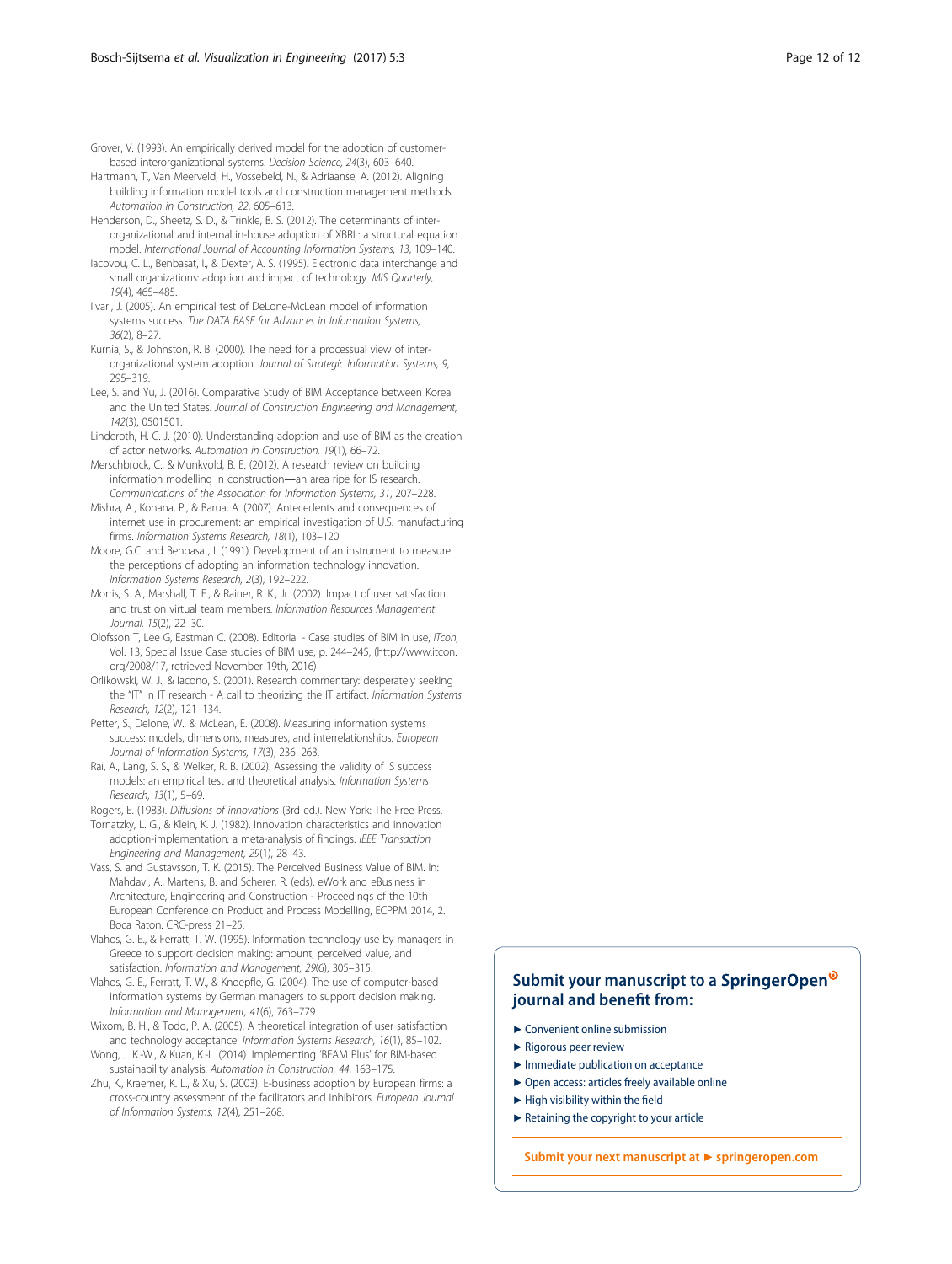Grover, V. (1993). An empirically derived model for the adoption of customer-based interorganizational systems. *Decision Science, 24*(3), 603–640.

Hartmann, T., Van Meerveld, H., Vossebeld, N., & Adriaanse, A. (2012). Aligning building information model tools and construction management methods. *Automation in Construction, 22*, 605–613.

Henderson, D., Sheetz, S. D., & Trinkle, B. S. (2012). The determinants of inter-organizational and internal in-house adoption of XBRL: a structural equation model. *International Journal of Accounting Information Systems, 13*, 109–140.

Iacovou, C. L., Benbasat, I., & Dexter, A. S. (1995). Electronic data interchange and small organizations: adoption and impact of technology. *MIS Quarterly, 19*(4), 465–485.

Iivari, J. (2005). An empirical test of DeLone-McLean model of information systems success. *The DATA BASE for Advances in Information Systems, 36*(2), 8–27.

Kurnia, S., & Johnston, R. B. (2000). The need for a processual view of inter-organizational system adoption. *Journal of Strategic Information Systems, 9*, 295–319.

Lee, S. and Yu, J. (2016). Comparative Study of BIM Acceptance between Korea and the United States. *Journal of Construction Engineering and Management, 142*(3), 0501501.

Linderoth, H. C. J. (2010). Understanding adoption and use of BIM as the creation of actor networks. *Automation in Construction, 19*(1), 66–72.

Merschbrock, C., & Munkvold, B. E. (2012). A research review on building information modelling in construction—an area ripe for IS research. *Communications of the Association for Information Systems, 31*, 207–228.

Mishra, A., Konana, P., & Barua, A. (2007). Antecedents and consequences of internet use in procurement: an empirical investigation of U.S. manufacturing firms. *Information Systems Research, 18*(1), 103–120.

Moore, G.C. and Benbasat, I. (1991). Development of an instrument to measure the perceptions of adopting an information technology innovation. *Information Systems Research, 2*(3), 192–222.

Morris, S. A., Marshall, T. E., & Rainer, R. K., Jr. (2002). Impact of user satisfaction and trust on virtual team members. *Information Resources Management Journal, 15*(2), 22–30.

Olofsson T, Lee G, Eastman C. (2008). Editorial - Case studies of BIM in use, *ITcon*, Vol. 13, Special Issue Case studies of BIM use, p. 244–245, (http://www.itcon.org/2008/17, retrieved November 19th, 2016)

Orlikowski, W. J., & Iacono, S. (2001). Research commentary: desperately seeking the "IT" in IT research - A call to theorizing the IT artifact. *Information Systems Research, 12*(2), 121–134.

Petter, S., Delone, W., & McLean, E. (2008). Measuring information systems success: models, dimensions, measures, and interrelationships. *European Journal of Information Systems, 17*(3), 236–263.

Rai, A., Lang, S. S., & Welker, R. B. (2002). Assessing the validity of IS success models: an empirical test and theoretical analysis. *Information Systems Research, 13*(1), 5–69.

Rogers, E. (1983). *Diffusions of innovations* (3rd ed.). New York: The Free Press.

Tornatzky, L. G., & Klein, K. J. (1982). Innovation characteristics and innovation adoption-implementation: a meta-analysis of findings. *IEEE Transaction Engineering and Management, 29*(1), 28–43.

Vass, S. and Gustavsson, T. K. (2015). The Perceived Business Value of BIM. In: Mahdavi, A., Martens, B. and Scherer, R. (eds), eWork and eBusiness in Architecture, Engineering and Construction - Proceedings of the 10th European Conference on Product and Process Modelling, ECPPM 2014, 2. Boca Raton. CRC-press 21–25.

Vlahos, G. E., & Ferratt, T. W. (1995). Information technology use by managers in Greece to support decision making: amount, perceived value, and satisfaction. *Information and Management, 29*(6), 305–315.

Vlahos, G. E., Ferratt, T. W., & Knoepfle, G. (2004). The use of computer-based information systems by German managers to support decision making. *Information and Management, 41*(6), 763–779.

Wixom, B. H., & Todd, P. A. (2005). A theoretical integration of user satisfaction and technology acceptance. *Information Systems Research, 16*(1), 85–102.

Wong, J. K.-W., & Kuan, K.-L. (2014). Implementing 'BEAM Plus' for BIM-based sustainability analysis. *Automation in Construction, 44*, 163–175.

Zhu, K., Kraemer, K. L., & Xu, S. (2003). E-business adoption by European firms: a cross-country assessment of the facilitators and inhibitors. *European Journal of Information Systems, 12*(4), 251–268.

**Submit your manuscript to a SpringerOpen journal and benefit from:**

- ► Convenient online submission
- ► Rigorous peer review
- ► Immediate publication on acceptance
- ► Open access: articles freely available online
- ► High visibility within the field
- ► Retaining the copyright to your article

**Submit your next manuscript at ► springeropen.com**